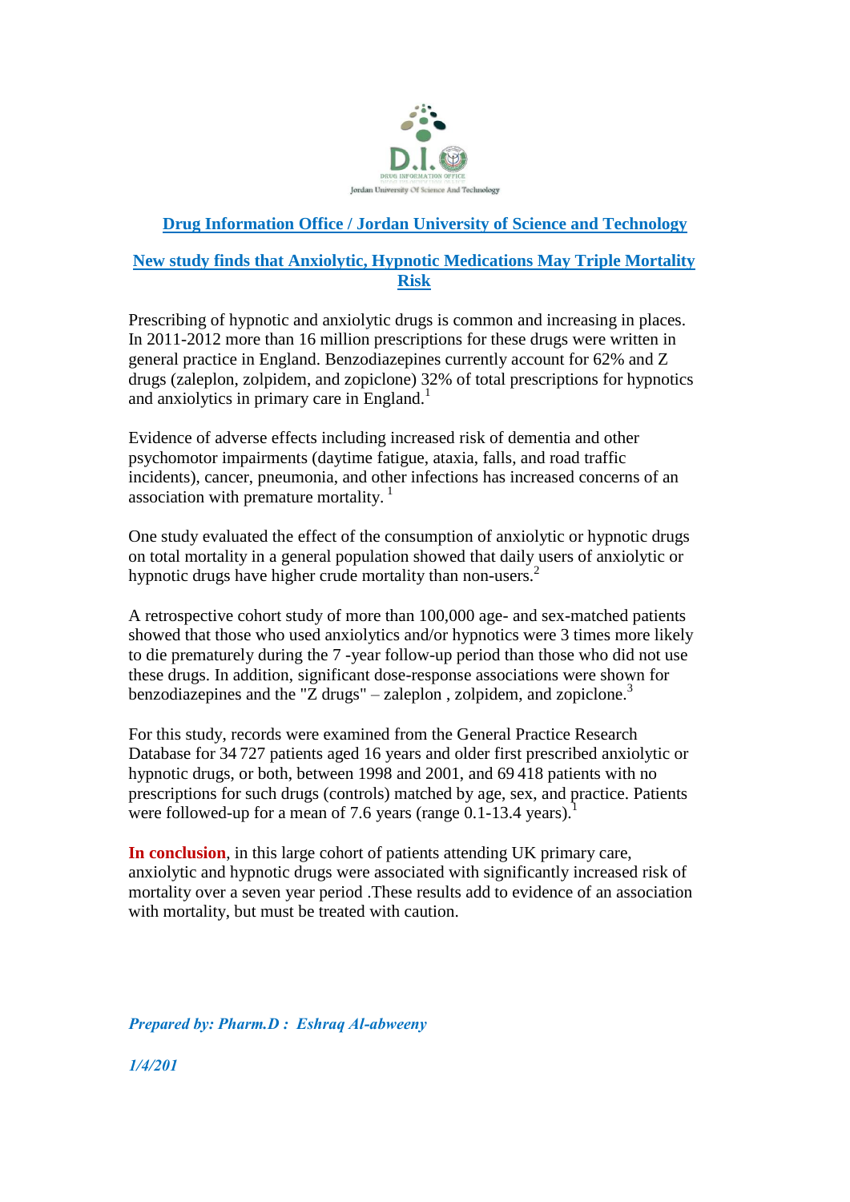# Drug Information Office / Jordan University of Science and Technology

## New study finds that Anxiolytic, Hypnotic Medications May Triple Mortality Risk

Prescribing of hypnotic and anxiolytic drugs is common and increasing in places. In 2011-2012 more than 16 million prescriptions for these drugs were written in general practice in England. Benzodiazepines currently account for 62% and Z drugs (zaleplon, zolpidem, and zopiclone) 32% of total prescriptions for hypnotics and anxiolytics in primary care in England.[1]

Evidence of adverse effects including increased risk of dementia and other psychomotor impairments (daytime fatigue, ataxia, falls, and road traffic incidents), cancer, pneumonia, and other infections has increased concerns of an association with premature mortality. [1]

One study evaluated the effect of the consumption of anxiolytic or hypnotic drugs on total mortality in a general population showed that daily users of anxiolytic or hypnotic drugs have higher crude mortality than non-users.[2]

A retrospective cohort study of more than 100,000 age- and sex-matched patients showed that those who used anxiolytics and/or hypnotics were 3 times more likely to die prematurely during the 7 -year follow-up period than those who did not use these drugs. In addition, significant dose-response associations were shown for benzodiazepines and the "Z drugs" – zaleplon , zolpidem, and zopiclone.[3]

For this study, records were examined from the General Practice Research Database for 34 727 patients aged 16 years and older first prescribed anxiolytic or hypnotic drugs, or both, between 1998 and 2001, and 69 418 patients with no prescriptions for such drugs (controls) matched by age, sex, and practice. Patients were followed-up for a mean of 7.6 years (range 0.1-13.4 years).[1]

**In conclusion**, in this large cohort of patients attending UK primary care, anxiolytic and hypnotic drugs were associated with significantly increased risk of mortality over a seven year period .These results add to evidence of an association with mortality, but must be treated with caution.

***Prepared by: Pharm.D : Eshraq Al-abweeny***

***1/4/201***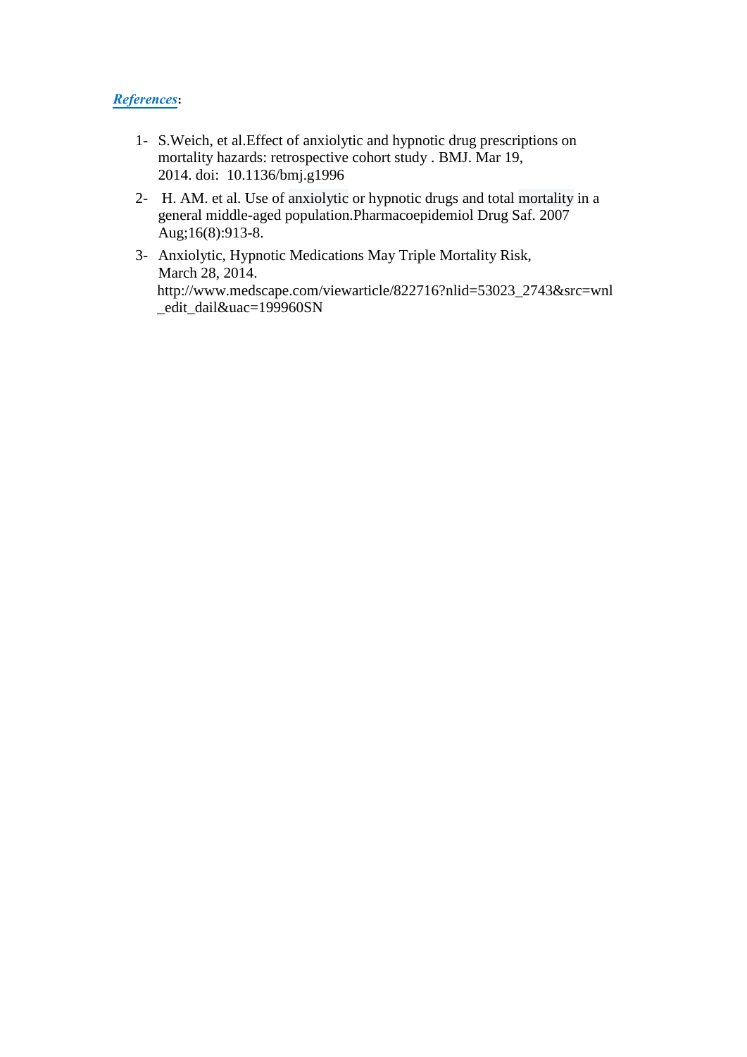***References*:**

1- S.Weich, et al.Effect of anxiolytic and hypnotic drug prescriptions on mortality hazards: retrospective cohort study . BMJ. Mar 19, 2014. doi:  10.1136/bmj.g1996

2- H. AM. et al. Use of anxiolytic or hypnotic drugs and total mortality in a general middle-aged population.Pharmacoepidemiol Drug Saf. 2007 Aug;16(8):913-8.

3- Anxiolytic, Hypnotic Medications May Triple Mortality Risk, March 28, 2014. http://www.medscape.com/viewarticle/822716?nlid=53023_2743&src=wnl_edit_dail&uac=199960SN